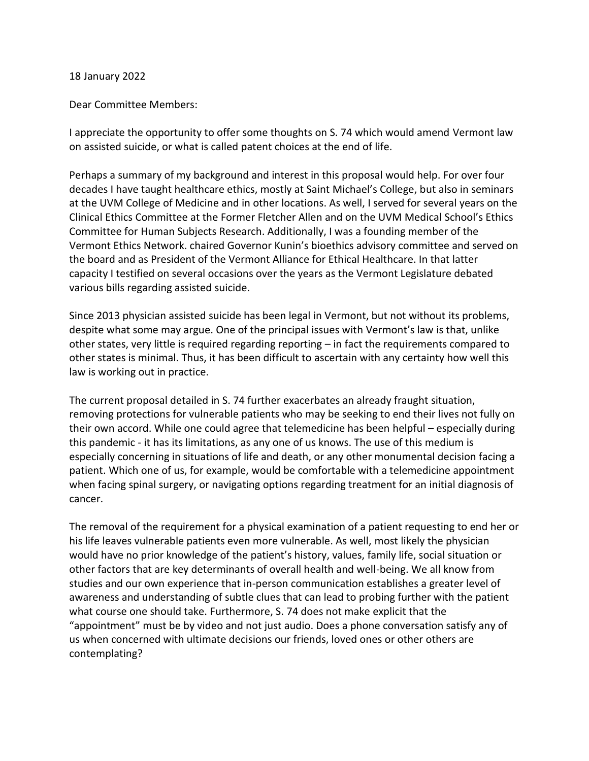18 January 2022

Dear Committee Members:

I appreciate the opportunity to offer some thoughts on S. 74 which would amend Vermont law on assisted suicide, or what is called patent choices at the end of life.

Perhaps a summary of my background and interest in this proposal would help. For over four decades I have taught healthcare ethics, mostly at Saint Michael's College, but also in seminars at the UVM College of Medicine and in other locations. As well, I served for several years on the Clinical Ethics Committee at the Former Fletcher Allen and on the UVM Medical School's Ethics Committee for Human Subjects Research. Additionally, I was a founding member of the Vermont Ethics Network. chaired Governor Kunin's bioethics advisory committee and served on the board and as President of the Vermont Alliance for Ethical Healthcare. In that latter capacity I testified on several occasions over the years as the Vermont Legislature debated various bills regarding assisted suicide.

Since 2013 physician assisted suicide has been legal in Vermont, but not without its problems, despite what some may argue. One of the principal issues with Vermont's law is that, unlike other states, very little is required regarding reporting – in fact the requirements compared to other states is minimal. Thus, it has been difficult to ascertain with any certainty how well this law is working out in practice.

The current proposal detailed in S. 74 further exacerbates an already fraught situation, removing protections for vulnerable patients who may be seeking to end their lives not fully on their own accord. While one could agree that telemedicine has been helpful – especially during this pandemic - it has its limitations, as any one of us knows. The use of this medium is especially concerning in situations of life and death, or any other monumental decision facing a patient. Which one of us, for example, would be comfortable with a telemedicine appointment when facing spinal surgery, or navigating options regarding treatment for an initial diagnosis of cancer.

The removal of the requirement for a physical examination of a patient requesting to end her or his life leaves vulnerable patients even more vulnerable. As well, most likely the physician would have no prior knowledge of the patient's history, values, family life, social situation or other factors that are key determinants of overall health and well-being. We all know from studies and our own experience that in-person communication establishes a greater level of awareness and understanding of subtle clues that can lead to probing further with the patient what course one should take. Furthermore, S. 74 does not make explicit that the "appointment" must be by video and not just audio. Does a phone conversation satisfy any of us when concerned with ultimate decisions our friends, loved ones or other others are contemplating?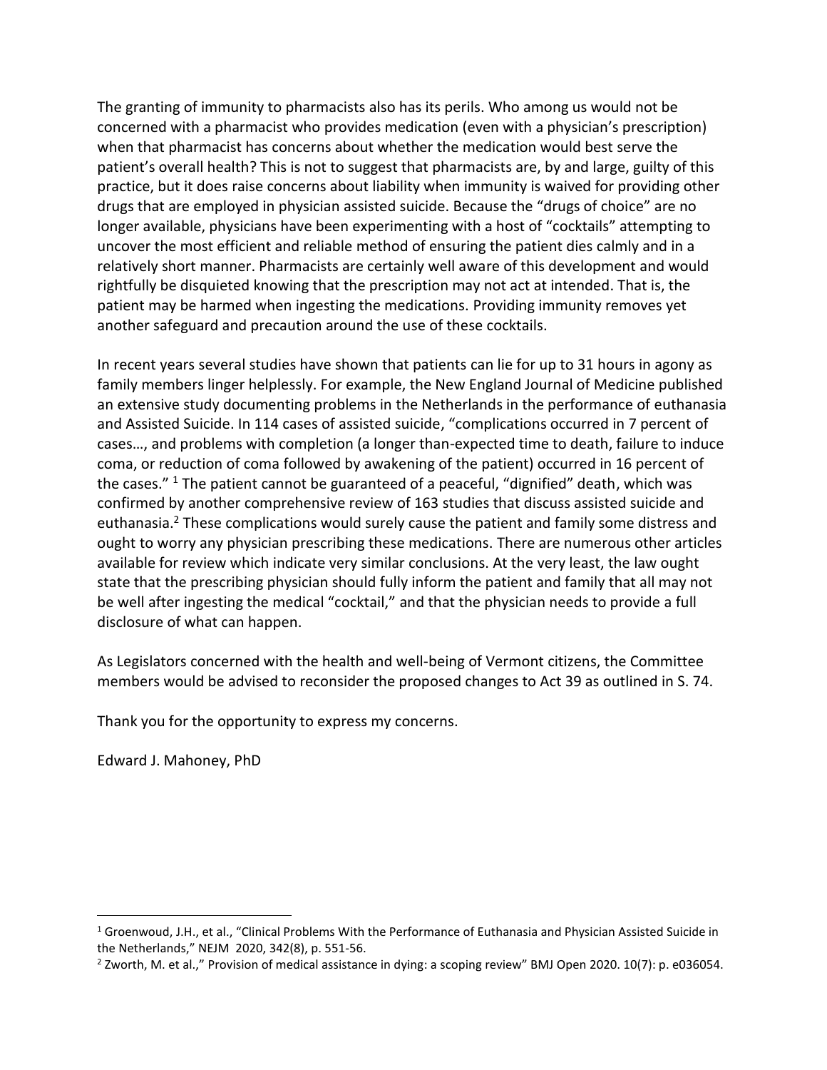The granting of immunity to pharmacists also has its perils. Who among us would not be concerned with a pharmacist who provides medication (even with a physician's prescription) when that pharmacist has concerns about whether the medication would best serve the patient's overall health? This is not to suggest that pharmacists are, by and large, guilty of this practice, but it does raise concerns about liability when immunity is waived for providing other drugs that are employed in physician assisted suicide. Because the "drugs of choice" are no longer available, physicians have been experimenting with a host of "cocktails" attempting to uncover the most efficient and reliable method of ensuring the patient dies calmly and in a relatively short manner. Pharmacists are certainly well aware of this development and would rightfully be disquieted knowing that the prescription may not act at intended. That is, the patient may be harmed when ingesting the medications. Providing immunity removes yet another safeguard and precaution around the use of these cocktails.

In recent years several studies have shown that patients can lie for up to 31 hours in agony as family members linger helplessly. For example, the New England Journal of Medicine published an extensive study documenting problems in the Netherlands in the performance of euthanasia and Assisted Suicide. In 114 cases of assisted suicide, "complications occurred in 7 percent of cases…, and problems with completion (a longer than-expected time to death, failure to induce coma, or reduction of coma followed by awakening of the patient) occurred in 16 percent of the cases." [1] The patient cannot be guaranteed of a peaceful, "dignified" death, which was confirmed by another comprehensive review of 163 studies that discuss assisted suicide and euthanasia.[2] These complications would surely cause the patient and family some distress and ought to worry any physician prescribing these medications. There are numerous other articles available for review which indicate very similar conclusions. At the very least, the law ought state that the prescribing physician should fully inform the patient and family that all may not be well after ingesting the medical "cocktail," and that the physician needs to provide a full disclosure of what can happen.

As Legislators concerned with the health and well-being of Vermont citizens, the Committee members would be advised to reconsider the proposed changes to Act 39 as outlined in S. 74.

Thank you for the opportunity to express my concerns.

Edward J. Mahoney, PhD

---

[1] Groenwoud, J.H., et al., "Clinical Problems With the Performance of Euthanasia and Physician Assisted Suicide in the Netherlands," NEJM 2020, 342(8), p. 551-56.

[2] Zworth, M. et al.," Provision of medical assistance in dying: a scoping review" BMJ Open 2020. 10(7): p. e036054.